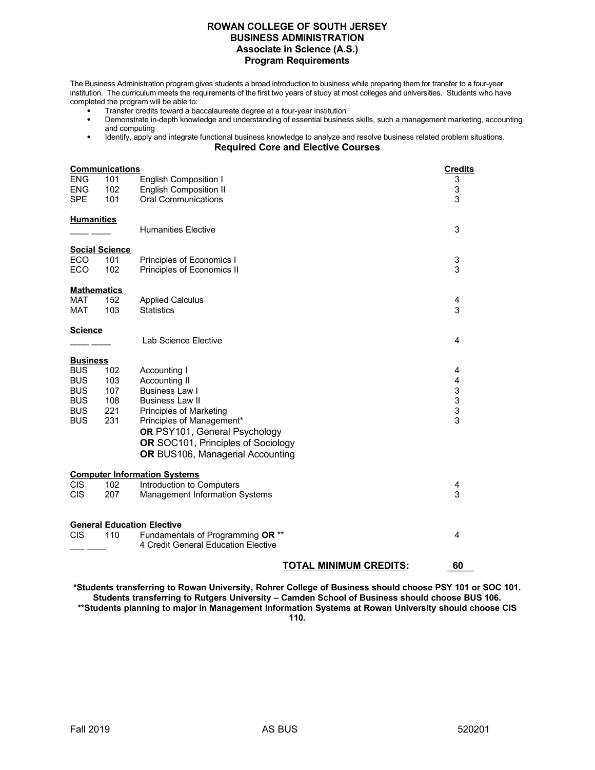# ROWAN COLLEGE OF SOUTH JERSEY
## BUSINESS ADMINISTRATION
### Associate in Science (A.S.)
### Program Requirements

The Business Administration program gives students a broad introduction to business while preparing them for transfer to a four-year institution. The curriculum meets the requirements of the first two years of study at most colleges and universities. Students who have completed the program will be able to:

- Transfer credits toward a baccalaureate degree at a four-year institution
- Demonstrate in-depth knowledge and understanding of essential business skills, such a management marketing, accounting and computing
- Identify, apply and integrate functional business knowledge to analyze and resolve business related problem situations.

### Required Core and Elective Courses

| Course | | Title | Credits |
|---|---|---|---|
| **Communications** | | | |
| ENG | 101 | English Composition I | 3 |
| ENG | 102 | English Composition II | 3 |
| SPE | 101 | Oral Communications | 3 |
| **Humanities** | | | |
| ____ | ____ | Humanities Elective | 3 |
| **Social Science** | | | |
| ECO | 101 | Principles of Economics I | 3 |
| ECO | 102 | Principles of Economics II | 3 |
| **Mathematics** | | | |
| MAT | 152 | Applied Calculus | 4 |
| MAT | 103 | Statistics | 3 |
| **Science** | | | |
| ____ | ____ | Lab Science Elective | 4 |
| **Business** | | | |
| BUS | 102 | Accounting I | 4 |
| BUS | 103 | Accounting II | 4 |
| BUS | 107 | Business Law I | 3 |
| BUS | 108 | Business Law II | 3 |
| BUS | 221 | Principles of Marketing | 3 |
| BUS | 231 | Principles of Management* **OR** PSY101, General Psychology **OR** SOC101, Principles of Sociology **OR** BUS106, Managerial Accounting | 3 |
| **Computer Information Systems** | | | |
| CIS | 102 | Introduction to Computers | 4 |
| CIS | 207 | Management Information Systems | 3 |
| **General Education Elective** | | | |
| CIS | 110 | Fundamentals of Programming **OR** ** | 4 |
| ___ | ____ | 4 Credit General Education Elective | |
| | | **TOTAL MINIMUM CREDITS:** | **60** |

**\*Students transferring to Rowan University, Rohrer College of Business should choose PSY 101 or SOC 101. Students transferring to Rutgers University – Camden School of Business should choose BUS 106.**
**\*\*Students planning to major in Management Information Systems at Rowan University should choose CIS 110.**

Fall 2019 | AS BUS | 520201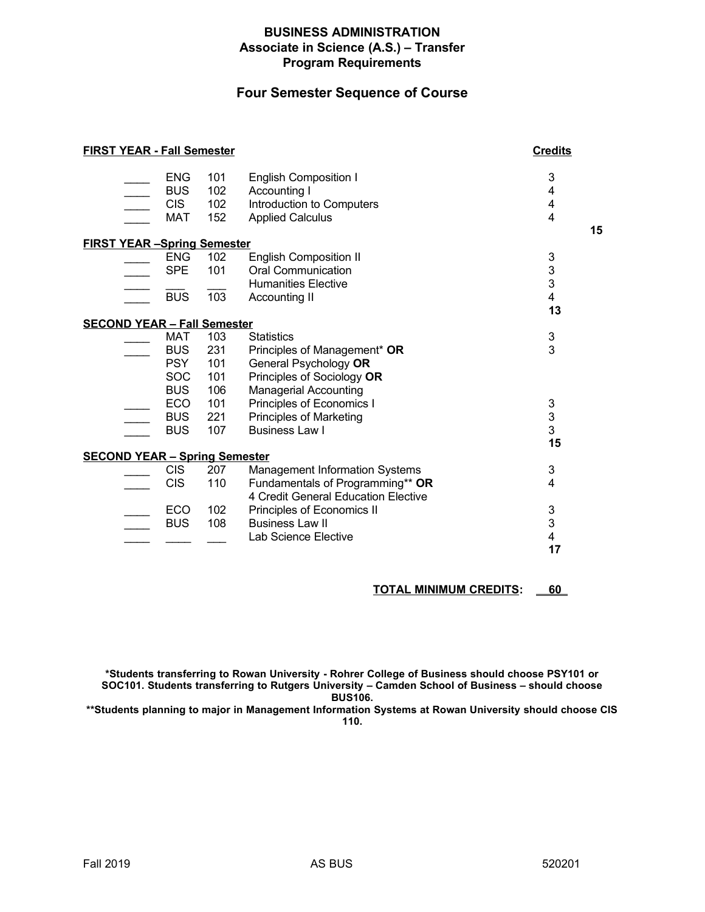# BUSINESS ADMINISTRATION
## Associate in Science (A.S.) – Transfer
## Program Requirements

## Four Semester Sequence of Course

| | | | | Credits | |
|---|---|---|---|---|---|
| **FIRST YEAR - Fall Semester** | | | | | |
| ____ | ENG | 101 | English Composition I | 3 | |
| ____ | BUS | 102 | Accounting I | 4 | |
| ____ | CIS | 102 | Introduction to Computers | 4 | |
| ____ | MAT | 152 | Applied Calculus | 4 | |
| | | | | | **15** |
| **FIRST YEAR –Spring Semester** | | | | | |
| ____ | ENG | 102 | English Composition II | 3 | |
| ____ | SPE | 101 | Oral Communication | 3 | |
| ____ | ___ | ___ | Humanities Elective | 3 | |
| ____ | BUS | 103 | Accounting II | 4 | |
| | | | | **13** | |
| **SECOND YEAR – Fall Semester** | | | | | |
| ____ | MAT | 103 | Statistics | 3 | |
| ____ | BUS | 231 | Principles of Management* **OR** | 3 | |
| | PSY | 101 | General Psychology **OR** | | |
| | SOC | 101 | Principles of Sociology **OR** | | |
| | BUS | 106 | Managerial Accounting | | |
| ____ | ECO | 101 | Principles of Economics I | 3 | |
| ____ | BUS | 221 | Principles of Marketing | 3 | |
| ____ | BUS | 107 | Business Law I | 3 | |
| | | | | **15** | |
| **SECOND YEAR – Spring Semester** | | | | | |
| ____ | CIS | 207 | Management Information Systems | 3 | |
| ____ | CIS | 110 | Fundamentals of Programming** **OR** | 4 | |
| | | | 4 Credit General Education Elective | | |
| ____ | ECO | 102 | Principles of Economics II | 3 | |
| ____ | BUS | 108 | Business Law II | 3 | |
| ____ | ____ | ___ | Lab Science Elective | 4 | |
| | | | | **17** | |

**TOTAL MINIMUM CREDITS: 60**

**\*Students transferring to Rowan University - Rohrer College of Business should choose PSY101 or SOC101. Students transferring to Rutgers University – Camden School of Business – should choose BUS106.**

**\*\*Students planning to major in Management Information Systems at Rowan University should choose CIS 110.**

Fall 2019 AS BUS 520201